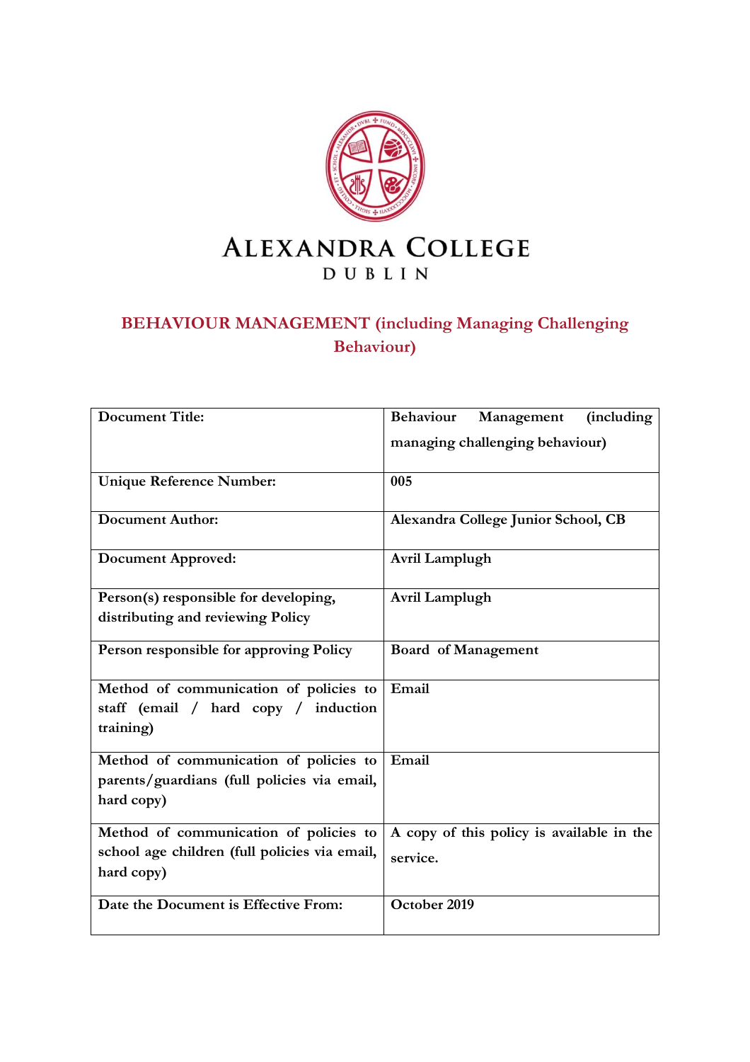# ALEXANDRA COLLEGE
DUBLIN

## BEHAVIOUR MANAGEMENT (including Managing Challenging Behaviour)

| Document Title: | Behaviour Management (including managing challenging behaviour) |
|---|---|
| Unique Reference Number: | 005 |
| Document Author: | Alexandra College Junior School, CB |
| Document Approved: | Avril Lamplugh |
| Person(s) responsible for developing, distributing and reviewing Policy | Avril Lamplugh |
| Person responsible for approving Policy | Board of Management |
| Method of communication of policies to staff (email / hard copy / induction training) | Email |
| Method of communication of policies to parents/guardians (full policies via email, hard copy) | Email |
| Method of communication of policies to school age children (full policies via email, hard copy) | A copy of this policy is available in the service. |
| Date the Document is Effective From: | October 2019 |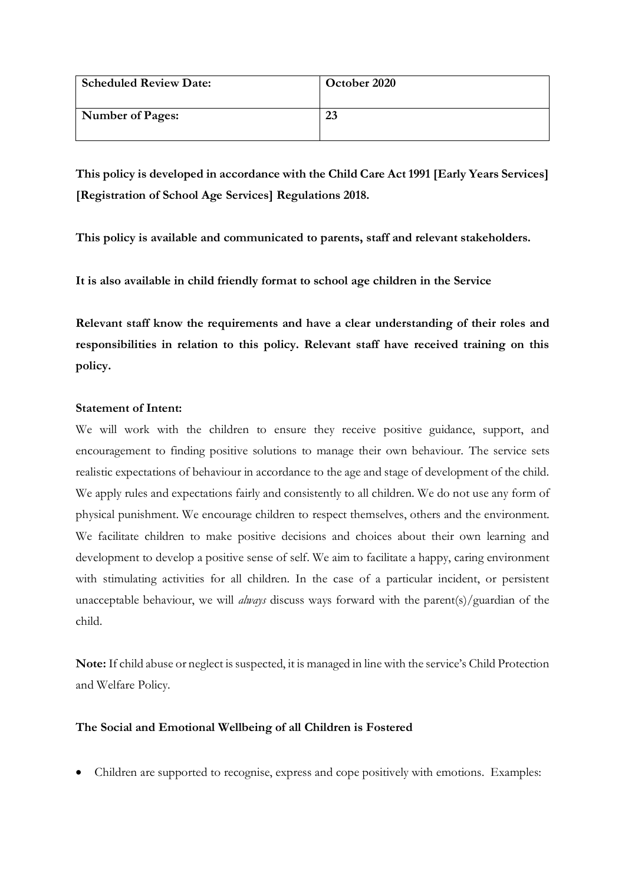| Scheduled Review Date: | October 2020 |
| --- | --- |
| Number of Pages: | 23 |

**This policy is developed in accordance with the Child Care Act 1991 [Early Years Services] [Registration of School Age Services] Regulations 2018.**

**This policy is available and communicated to parents, staff and relevant stakeholders.**

**It is also available in child friendly format to school age children in the Service**

**Relevant staff know the requirements and have a clear understanding of their roles and responsibilities in relation to this policy. Relevant staff have received training on this policy.**

**Statement of Intent:**

We will work with the children to ensure they receive positive guidance, support, and encouragement to finding positive solutions to manage their own behaviour. The service sets realistic expectations of behaviour in accordance to the age and stage of development of the child. We apply rules and expectations fairly and consistently to all children. We do not use any form of physical punishment. We encourage children to respect themselves, others and the environment. We facilitate children to make positive decisions and choices about their own learning and development to develop a positive sense of self. We aim to facilitate a happy, caring environment with stimulating activities for all children. In the case of a particular incident, or persistent unacceptable behaviour, we will *always* discuss ways forward with the parent(s)/guardian of the child.

**Note:** If child abuse or neglect is suspected, it is managed in line with the service's Child Protection and Welfare Policy.

**The Social and Emotional Wellbeing of all Children is Fostered**

- Children are supported to recognise, express and cope positively with emotions. Examples: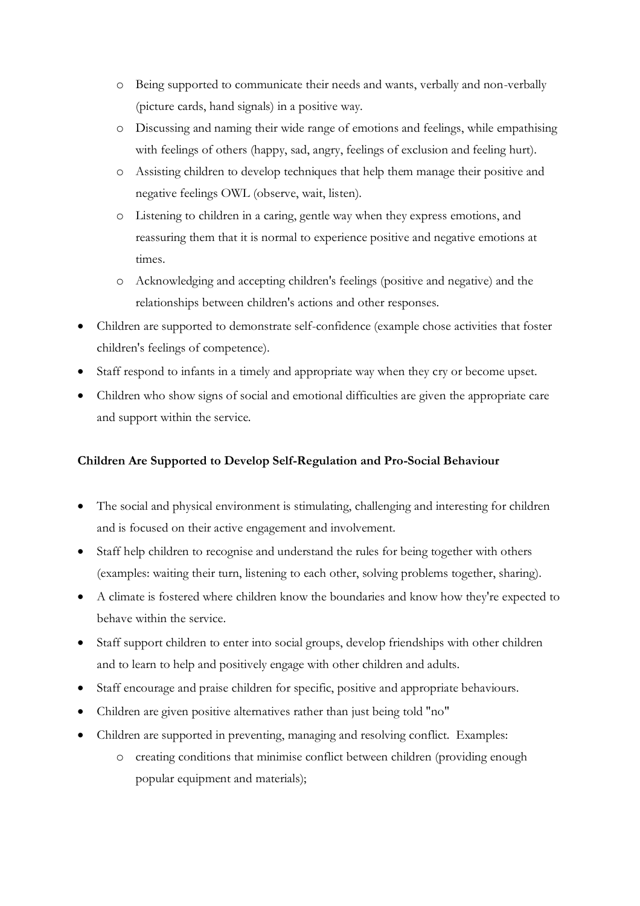- Being supported to communicate their needs and wants, verbally and non-verbally (picture cards, hand signals) in a positive way.
  - Discussing and naming their wide range of emotions and feelings, while empathising with feelings of others (happy, sad, angry, feelings of exclusion and feeling hurt).
  - Assisting children to develop techniques that help them manage their positive and negative feelings OWL (observe, wait, listen).
  - Listening to children in a caring, gentle way when they express emotions, and reassuring them that it is normal to experience positive and negative emotions at times.
  - Acknowledging and accepting children's feelings (positive and negative) and the relationships between children's actions and other responses.
- Children are supported to demonstrate self-confidence (example chose activities that foster children's feelings of competence).
- Staff respond to infants in a timely and appropriate way when they cry or become upset.
- Children who show signs of social and emotional difficulties are given the appropriate care and support within the service.

**Children Are Supported to Develop Self-Regulation and Pro-Social Behaviour**

- The social and physical environment is stimulating, challenging and interesting for children and is focused on their active engagement and involvement.
- Staff help children to recognise and understand the rules for being together with others (examples: waiting their turn, listening to each other, solving problems together, sharing).
- A climate is fostered where children know the boundaries and know how they're expected to behave within the service.
- Staff support children to enter into social groups, develop friendships with other children and to learn to help and positively engage with other children and adults.
- Staff encourage and praise children for specific, positive and appropriate behaviours.
- Children are given positive alternatives rather than just being told "no"
- Children are supported in preventing, managing and resolving conflict. Examples:
  - creating conditions that minimise conflict between children (providing enough popular equipment and materials);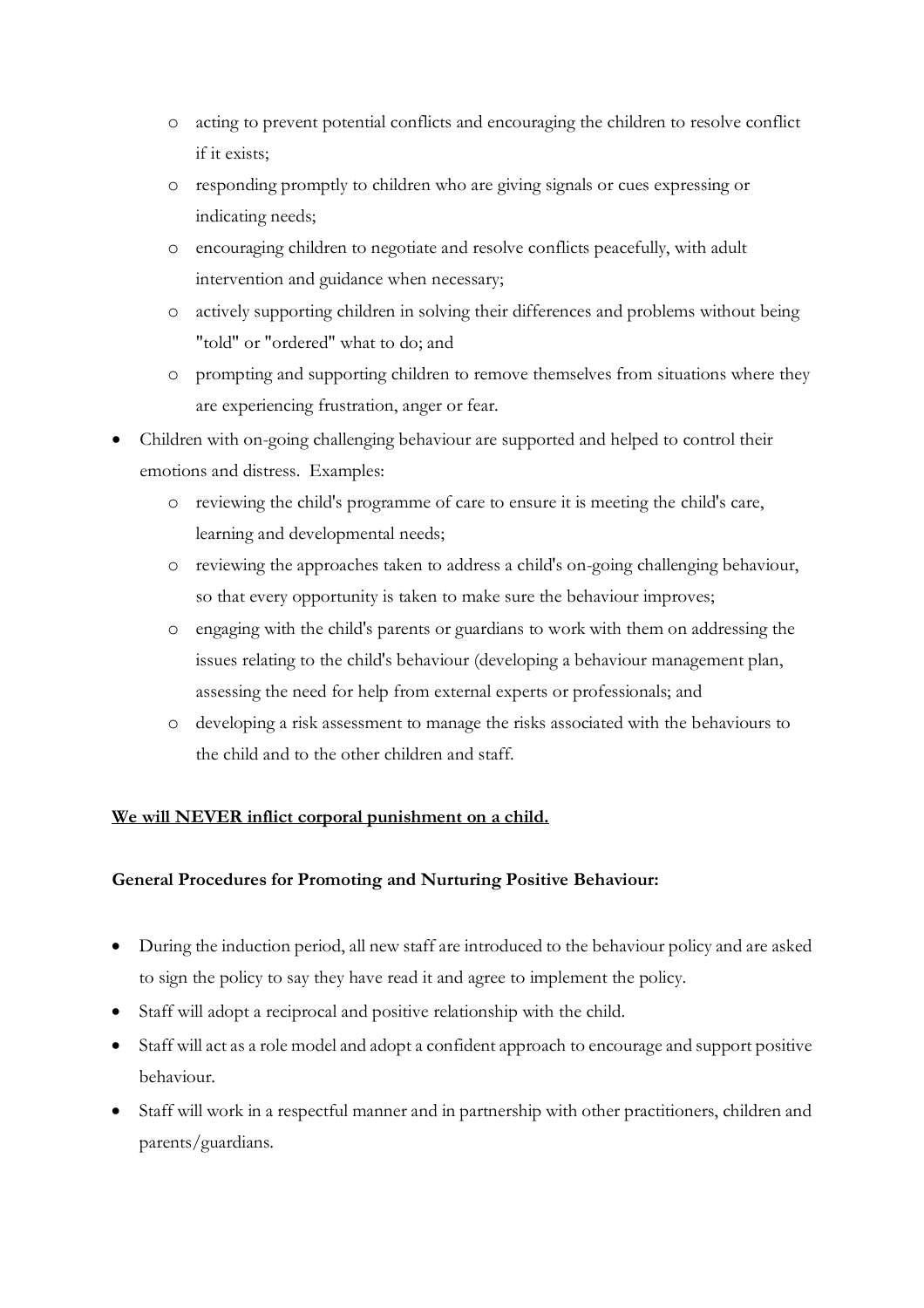- acting to prevent potential conflicts and encouraging the children to resolve conflict if it exists;
    - responding promptly to children who are giving signals or cues expressing or indicating needs;
    - encouraging children to negotiate and resolve conflicts peacefully, with adult intervention and guidance when necessary;
    - actively supporting children in solving their differences and problems without being "told" or "ordered" what to do; and
    - prompting and supporting children to remove themselves from situations where they are experiencing frustration, anger or fear.
- Children with on-going challenging behaviour are supported and helped to control their emotions and distress. Examples:
    - reviewing the child's programme of care to ensure it is meeting the child's care, learning and developmental needs;
    - reviewing the approaches taken to address a child's on-going challenging behaviour, so that every opportunity is taken to make sure the behaviour improves;
    - engaging with the child's parents or guardians to work with them on addressing the issues relating to the child's behaviour (developing a behaviour management plan, assessing the need for help from external experts or professionals; and
    - developing a risk assessment to manage the risks associated with the behaviours to the child and to the other children and staff.

**<u>We will NEVER inflict corporal punishment on a child.</u>**

**General Procedures for Promoting and Nurturing Positive Behaviour:**

- During the induction period, all new staff are introduced to the behaviour policy and are asked to sign the policy to say they have read it and agree to implement the policy.
- Staff will adopt a reciprocal and positive relationship with the child.
- Staff will act as a role model and adopt a confident approach to encourage and support positive behaviour.
- Staff will work in a respectful manner and in partnership with other practitioners, children and parents/guardians.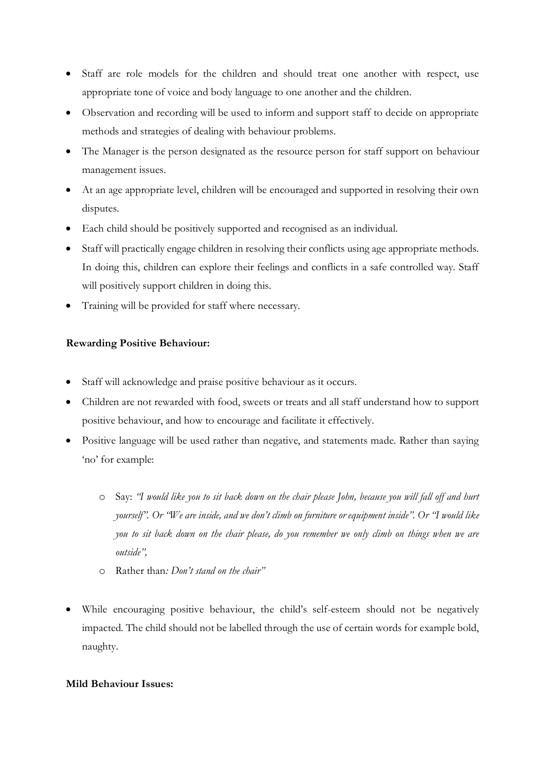- Staff are role models for the children and should treat one another with respect, use appropriate tone of voice and body language to one another and the children.
- Observation and recording will be used to inform and support staff to decide on appropriate methods and strategies of dealing with behaviour problems.
- The Manager is the person designated as the resource person for staff support on behaviour management issues.
- At an age appropriate level, children will be encouraged and supported in resolving their own disputes.
- Each child should be positively supported and recognised as an individual.
- Staff will practically engage children in resolving their conflicts using age appropriate methods. In doing this, children can explore their feelings and conflicts in a safe controlled way. Staff will positively support children in doing this.
- Training will be provided for staff where necessary.

**Rewarding Positive Behaviour:**

- Staff will acknowledge and praise positive behaviour as it occurs.
- Children are not rewarded with food, sweets or treats and all staff understand how to support positive behaviour, and how to encourage and facilitate it effectively.
- Positive language will be used rather than negative, and statements made. Rather than saying 'no' for example:
  - Say: *"I would like you to sit back down on the chair please John, because you will fall off and hurt yourself". Or "We are inside, and we don't climb on furniture or equipment inside". Or "I would like you to sit back down on the chair please, do you remember we only climb on things when we are outside",*
  - Rather than*: Don't stand on the chair"*
- While encouraging positive behaviour, the child's self-esteem should not be negatively impacted. The child should not be labelled through the use of certain words for example bold, naughty.

**Mild Behaviour Issues:**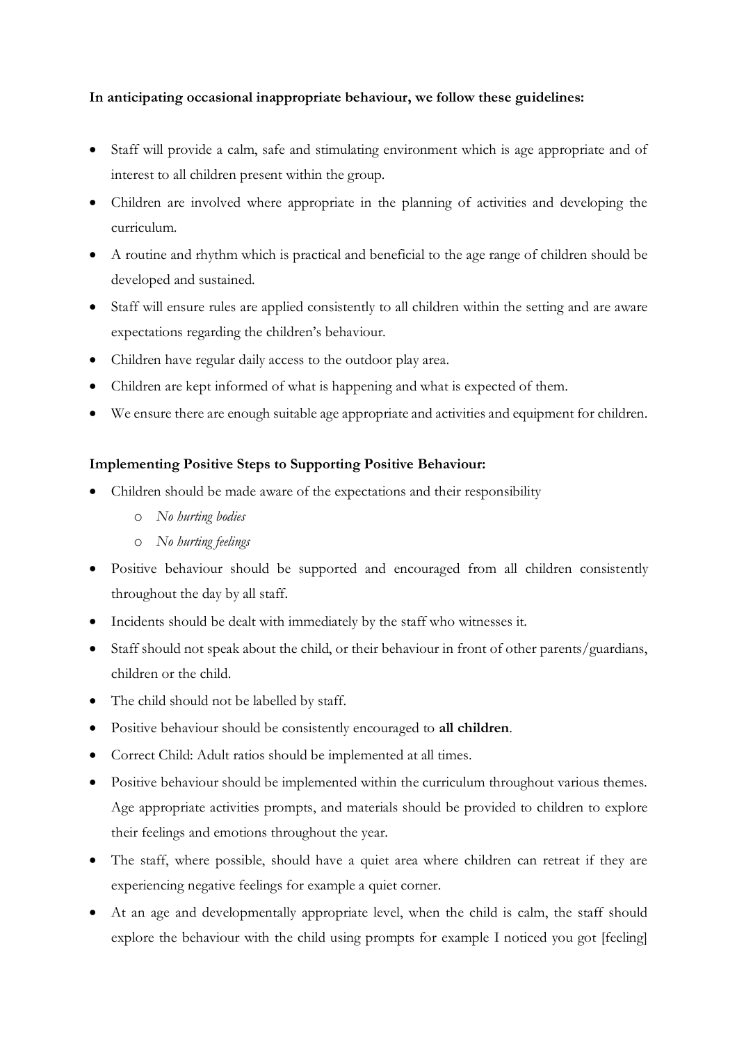**In anticipating occasional inappropriate behaviour, we follow these guidelines:**

- Staff will provide a calm, safe and stimulating environment which is age appropriate and of interest to all children present within the group.
- Children are involved where appropriate in the planning of activities and developing the curriculum.
- A routine and rhythm which is practical and beneficial to the age range of children should be developed and sustained.
- Staff will ensure rules are applied consistently to all children within the setting and are aware expectations regarding the children's behaviour.
- Children have regular daily access to the outdoor play area.
- Children are kept informed of what is happening and what is expected of them.
- We ensure there are enough suitable age appropriate and activities and equipment for children.

**Implementing Positive Steps to Supporting Positive Behaviour:**

- Children should be made aware of the expectations and their responsibility
    - *No hurting bodies*
    - *No hurting feelings*
- Positive behaviour should be supported and encouraged from all children consistently throughout the day by all staff.
- Incidents should be dealt with immediately by the staff who witnesses it.
- Staff should not speak about the child, or their behaviour in front of other parents/guardians, children or the child.
- The child should not be labelled by staff.
- Positive behaviour should be consistently encouraged to **all children**.
- Correct Child: Adult ratios should be implemented at all times.
- Positive behaviour should be implemented within the curriculum throughout various themes. Age appropriate activities prompts, and materials should be provided to children to explore their feelings and emotions throughout the year.
- The staff, where possible, should have a quiet area where children can retreat if they are experiencing negative feelings for example a quiet corner.
- At an age and developmentally appropriate level, when the child is calm, the staff should explore the behaviour with the child using prompts for example I noticed you got [feeling]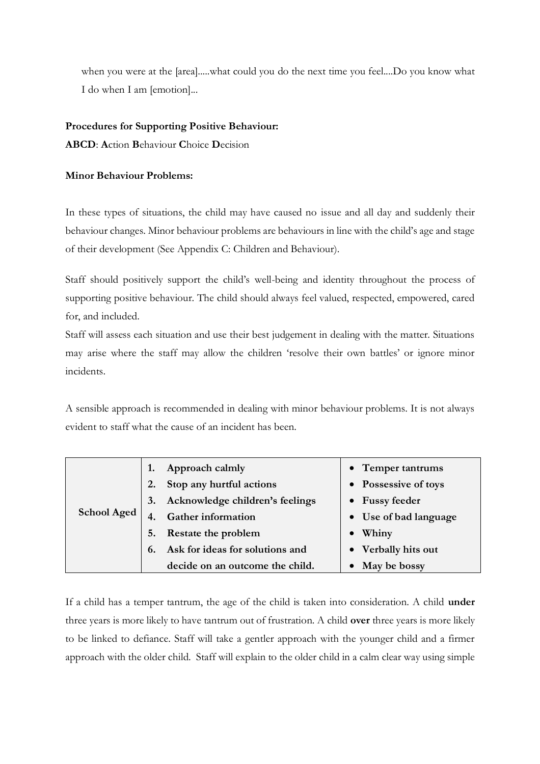when you were at the [area].....what could you do the next time you feel....Do you know what I do when I am [emotion]...

**Procedures for Supporting Positive Behaviour:**

**ABCD**: **A**ction **B**ehaviour **C**hoice **D**ecision

**Minor Behaviour Problems:**

In these types of situations, the child may have caused no issue and all day and suddenly their behaviour changes. Minor behaviour problems are behaviours in line with the child's age and stage of their development (See Appendix C: Children and Behaviour).

Staff should positively support the child's well-being and identity throughout the process of supporting positive behaviour. The child should always feel valued, respected, empowered, cared for, and included.

Staff will assess each situation and use their best judgement in dealing with the matter. Situations may arise where the staff may allow the children 'resolve their own battles' or ignore minor incidents.

A sensible approach is recommended in dealing with minor behaviour problems. It is not always evident to staff what the cause of an incident has been.

| | | |
|---|---|---|
| **School Aged** | 1. **Approach calmly**<br>2. **Stop any hurtful actions**<br>3. **Acknowledge children's feelings**<br>4. **Gather information**<br>5. **Restate the problem**<br>6. **Ask for ideas for solutions and decide on an outcome the child.** | • **Temper tantrums**<br>• **Possessive of toys**<br>• **Fussy feeder**<br>• **Use of bad language**<br>• **Whiny**<br>• **Verbally hits out**<br>• **May be bossy** |

If a child has a temper tantrum, the age of the child is taken into consideration. A child **under** three years is more likely to have tantrum out of frustration. A child **over** three years is more likely to be linked to defiance. Staff will take a gentler approach with the younger child and a firmer approach with the older child. Staff will explain to the older child in a calm clear way using simple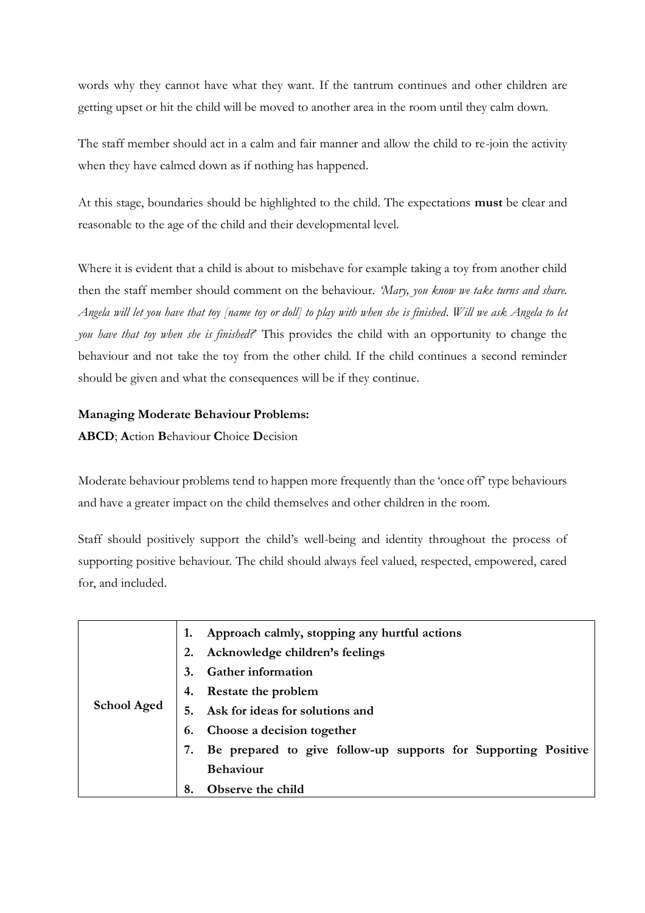words why they cannot have what they want. If the tantrum continues and other children are getting upset or hit the child will be moved to another area in the room until they calm down.

The staff member should act in a calm and fair manner and allow the child to re-join the activity when they have calmed down as if nothing has happened.

At this stage, boundaries should be highlighted to the child. The expectations **must** be clear and reasonable to the age of the child and their developmental level.

Where it is evident that a child is about to misbehave for example taking a toy from another child then the staff member should comment on the behaviour. *'Mary, you know we take turns and share. Angela will let you have that toy [name toy or doll] to play with when she is finished. Will we ask Angela to let you have that toy when she is finished?'* This provides the child with an opportunity to change the behaviour and not take the toy from the other child. If the child continues a second reminder should be given and what the consequences will be if they continue.

**Managing Moderate Behaviour Problems:**
**ABCD**; **A**ction **B**ehaviour **C**hoice **D**ecision

Moderate behaviour problems tend to happen more frequently than the 'once off' type behaviours and have a greater impact on the child themselves and other children in the room.

Staff should positively support the child's well-being and identity throughout the process of supporting positive behaviour. The child should always feel valued, respected, empowered, cared for, and included.

| | |
|---|---|
| **School Aged** | 1. **Approach calmly, stopping any hurtful actions**<br>2. **Acknowledge children's feelings**<br>3. **Gather information**<br>4. **Restate the problem**<br>5. **Ask for ideas for solutions and**<br>6. **Choose a decision together**<br>7. **Be prepared to give follow-up supports for Supporting Positive Behaviour**<br>8. **Observe the child** |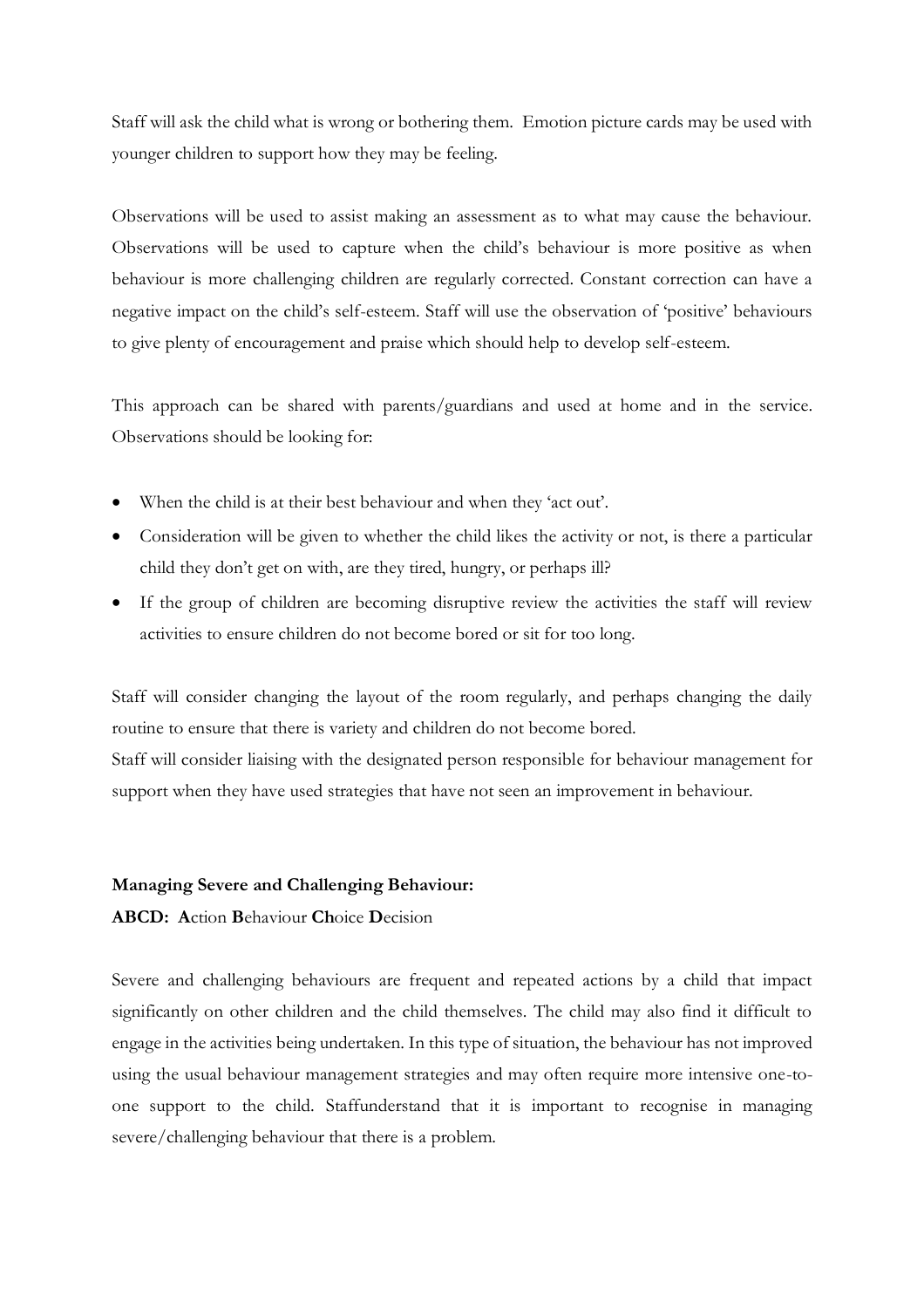Staff will ask the child what is wrong or bothering them. Emotion picture cards may be used with younger children to support how they may be feeling.

Observations will be used to assist making an assessment as to what may cause the behaviour. Observations will be used to capture when the child's behaviour is more positive as when behaviour is more challenging children are regularly corrected. Constant correction can have a negative impact on the child's self-esteem. Staff will use the observation of 'positive' behaviours to give plenty of encouragement and praise which should help to develop self-esteem.

This approach can be shared with parents/guardians and used at home and in the service. Observations should be looking for:

- When the child is at their best behaviour and when they 'act out'.
- Consideration will be given to whether the child likes the activity or not, is there a particular child they don't get on with, are they tired, hungry, or perhaps ill?
- If the group of children are becoming disruptive review the activities the staff will review activities to ensure children do not become bored or sit for too long.

Staff will consider changing the layout of the room regularly, and perhaps changing the daily routine to ensure that there is variety and children do not become bored.
Staff will consider liaising with the designated person responsible for behaviour management for support when they have used strategies that have not seen an improvement in behaviour.

**Managing Severe and Challenging Behaviour:**

**ABCD: A**ction **B**ehaviour **Ch**oice **D**ecision

Severe and challenging behaviours are frequent and repeated actions by a child that impact significantly on other children and the child themselves. The child may also find it difficult to engage in the activities being undertaken. In this type of situation, the behaviour has not improved using the usual behaviour management strategies and may often require more intensive one-to-one support to the child. Staffunderstand that it is important to recognise in managing severe/challenging behaviour that there is a problem.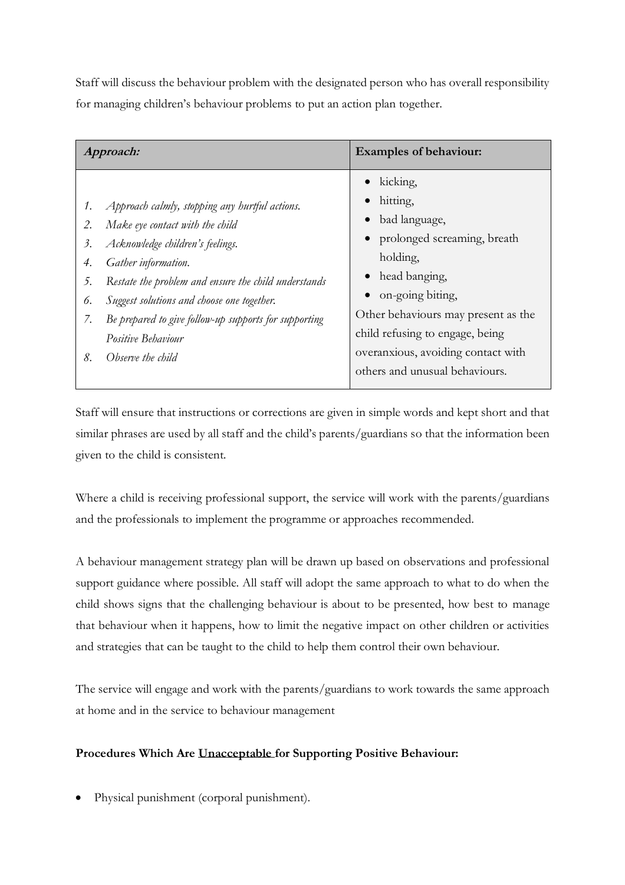Staff will discuss the behaviour problem with the designated person who has overall responsibility for managing children's behaviour problems to put an action plan together.

| ***Approach:*** | **Examples of behaviour:** |
|---|---|
| 1. *Approach calmly, stopping any hurtful actions.*<br>2. *Make eye contact with the child*<br>3. *Acknowledge children's feelings.*<br>4. *Gather information.*<br>5. *Restate the problem and ensure the child understands*<br>6. *Suggest solutions and choose one together.*<br>7. *Be prepared to give follow-up supports for supporting Positive Behaviour*<br>8. *Observe the child* | • kicking,<br>• hitting,<br>• bad language,<br>• prolonged screaming, breath holding,<br>• head banging,<br>• on-going biting,<br>Other behaviours may present as the child refusing to engage, being overanxious, avoiding contact with others and unusual behaviours. |

Staff will ensure that instructions or corrections are given in simple words and kept short and that similar phrases are used by all staff and the child's parents/guardians so that the information been given to the child is consistent.

Where a child is receiving professional support, the service will work with the parents/guardians and the professionals to implement the programme or approaches recommended.

A behaviour management strategy plan will be drawn up based on observations and professional support guidance where possible. All staff will adopt the same approach to what to do when the child shows signs that the challenging behaviour is about to be presented, how best to manage that behaviour when it happens, how to limit the negative impact on other children or activities and strategies that can be taught to the child to help them control their own behaviour.

The service will engage and work with the parents/guardians to work towards the same approach at home and in the service to behaviour management

**Procedures Which Are <u>Unacceptable</u> for Supporting Positive Behaviour:**

- Physical punishment (corporal punishment).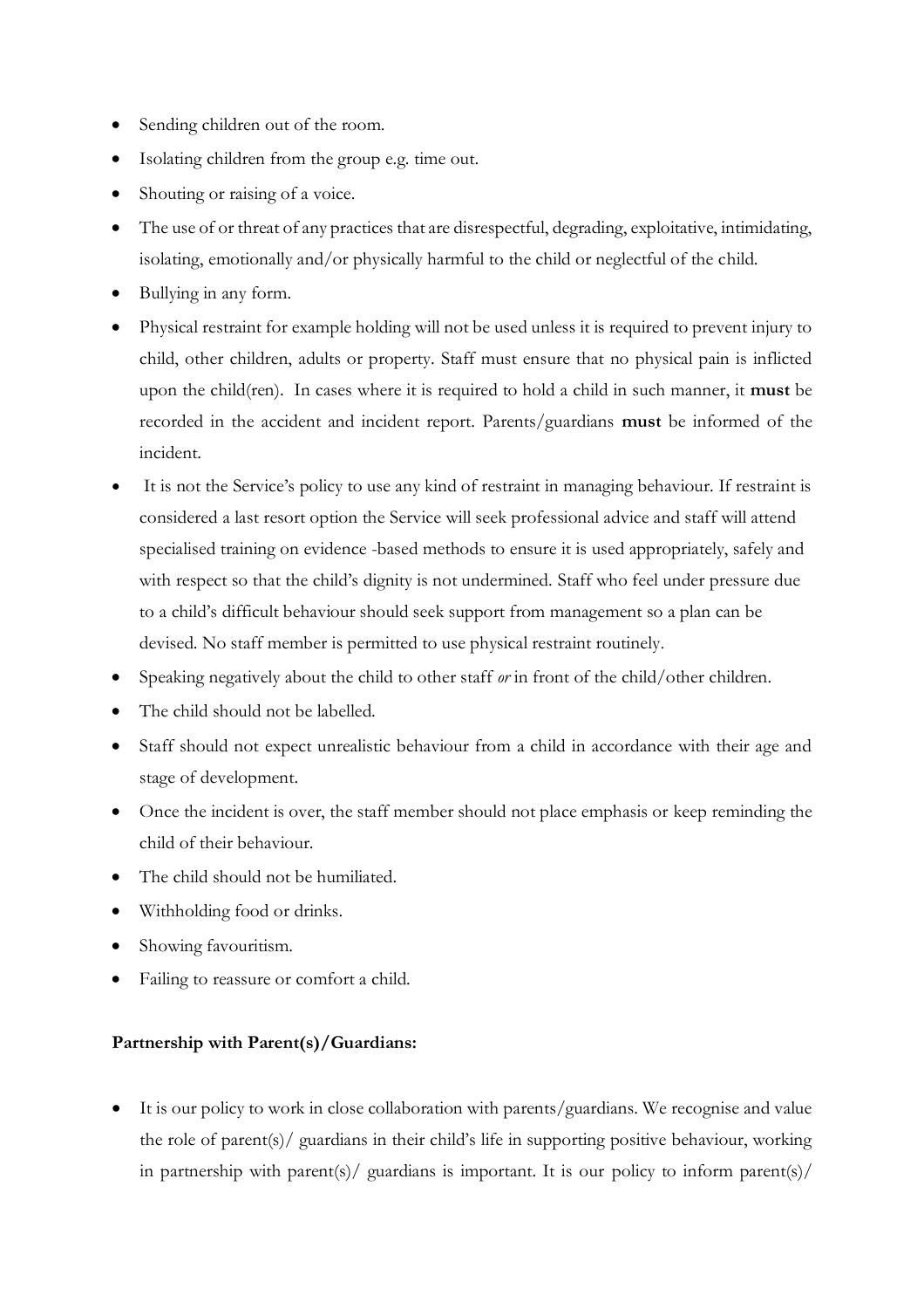- Sending children out of the room.
- Isolating children from the group e.g. time out.
- Shouting or raising of a voice.
- The use of or threat of any practices that are disrespectful, degrading, exploitative, intimidating, isolating, emotionally and/or physically harmful to the child or neglectful of the child.
- Bullying in any form.
- Physical restraint for example holding will not be used unless it is required to prevent injury to child, other children, adults or property. Staff must ensure that no physical pain is inflicted upon the child(ren). In cases where it is required to hold a child in such manner, it **must** be recorded in the accident and incident report. Parents/guardians **must** be informed of the incident.
- It is not the Service's policy to use any kind of restraint in managing behaviour. If restraint is considered a last resort option the Service will seek professional advice and staff will attend specialised training on evidence -based methods to ensure it is used appropriately, safely and with respect so that the child's dignity is not undermined. Staff who feel under pressure due to a child's difficult behaviour should seek support from management so a plan can be devised. No staff member is permitted to use physical restraint routinely.
- Speaking negatively about the child to other staff *or* in front of the child/other children.
- The child should not be labelled.
- Staff should not expect unrealistic behaviour from a child in accordance with their age and stage of development.
- Once the incident is over, the staff member should not place emphasis or keep reminding the child of their behaviour.
- The child should not be humiliated.
- Withholding food or drinks.
- Showing favouritism.
- Failing to reassure or comfort a child.

**Partnership with Parent(s)/Guardians:**

- It is our policy to work in close collaboration with parents/guardians. We recognise and value the role of parent(s)/ guardians in their child's life in supporting positive behaviour, working in partnership with parent(s)/ guardians is important. It is our policy to inform parent(s)/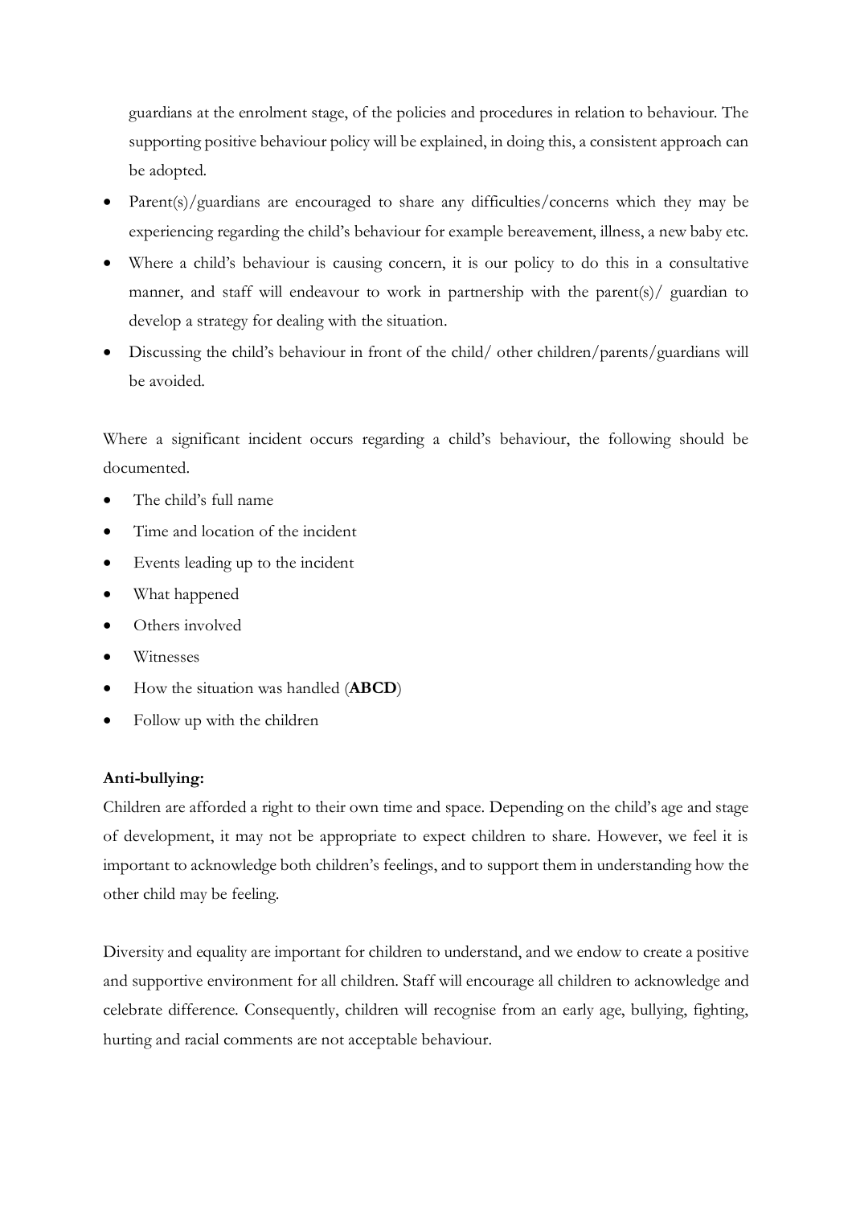guardians at the enrolment stage, of the policies and procedures in relation to behaviour. The supporting positive behaviour policy will be explained, in doing this, a consistent approach can be adopted.

- Parent(s)/guardians are encouraged to share any difficulties/concerns which they may be experiencing regarding the child's behaviour for example bereavement, illness, a new baby etc.
- Where a child's behaviour is causing concern, it is our policy to do this in a consultative manner, and staff will endeavour to work in partnership with the parent(s)/ guardian to develop a strategy for dealing with the situation.
- Discussing the child's behaviour in front of the child/ other children/parents/guardians will be avoided.

Where a significant incident occurs regarding a child's behaviour, the following should be documented.

- The child's full name
- Time and location of the incident
- Events leading up to the incident
- What happened
- Others involved
- Witnesses
- How the situation was handled (**ABCD**)
- Follow up with the children

**Anti-bullying:**

Children are afforded a right to their own time and space. Depending on the child's age and stage of development, it may not be appropriate to expect children to share. However, we feel it is important to acknowledge both children's feelings, and to support them in understanding how the other child may be feeling.

Diversity and equality are important for children to understand, and we endow to create a positive and supportive environment for all children. Staff will encourage all children to acknowledge and celebrate difference. Consequently, children will recognise from an early age, bullying, fighting, hurting and racial comments are not acceptable behaviour.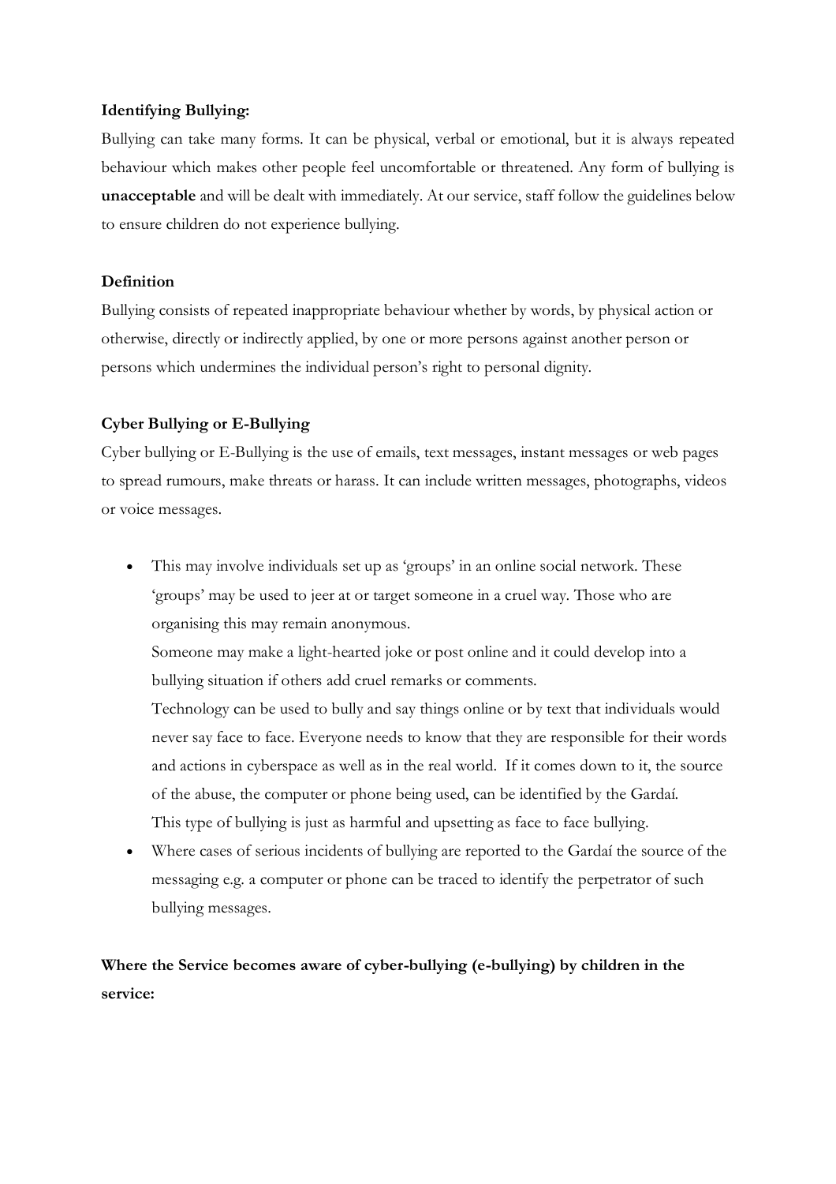**Identifying Bullying:**

Bullying can take many forms. It can be physical, verbal or emotional, but it is always repeated behaviour which makes other people feel uncomfortable or threatened. Any form of bullying is **unacceptable** and will be dealt with immediately. At our service, staff follow the guidelines below to ensure children do not experience bullying.

**Definition**

Bullying consists of repeated inappropriate behaviour whether by words, by physical action or otherwise, directly or indirectly applied, by one or more persons against another person or persons which undermines the individual person's right to personal dignity.

**Cyber Bullying or E-Bullying**

Cyber bullying or E-Bullying is the use of emails, text messages, instant messages or web pages to spread rumours, make threats or harass. It can include written messages, photographs, videos or voice messages.

- This may involve individuals set up as 'groups' in an online social network. These 'groups' may be used to jeer at or target someone in a cruel way. Those who are organising this may remain anonymous.
  Someone may make a light-hearted joke or post online and it could develop into a bullying situation if others add cruel remarks or comments.
  Technology can be used to bully and say things online or by text that individuals would never say face to face. Everyone needs to know that they are responsible for their words and actions in cyberspace as well as in the real world. If it comes down to it, the source of the abuse, the computer or phone being used, can be identified by the Gardaí.
  This type of bullying is just as harmful and upsetting as face to face bullying.
- Where cases of serious incidents of bullying are reported to the Gardaí the source of the messaging e.g. a computer or phone can be traced to identify the perpetrator of such bullying messages.

**Where the Service becomes aware of cyber-bullying (e-bullying) by children in the service:**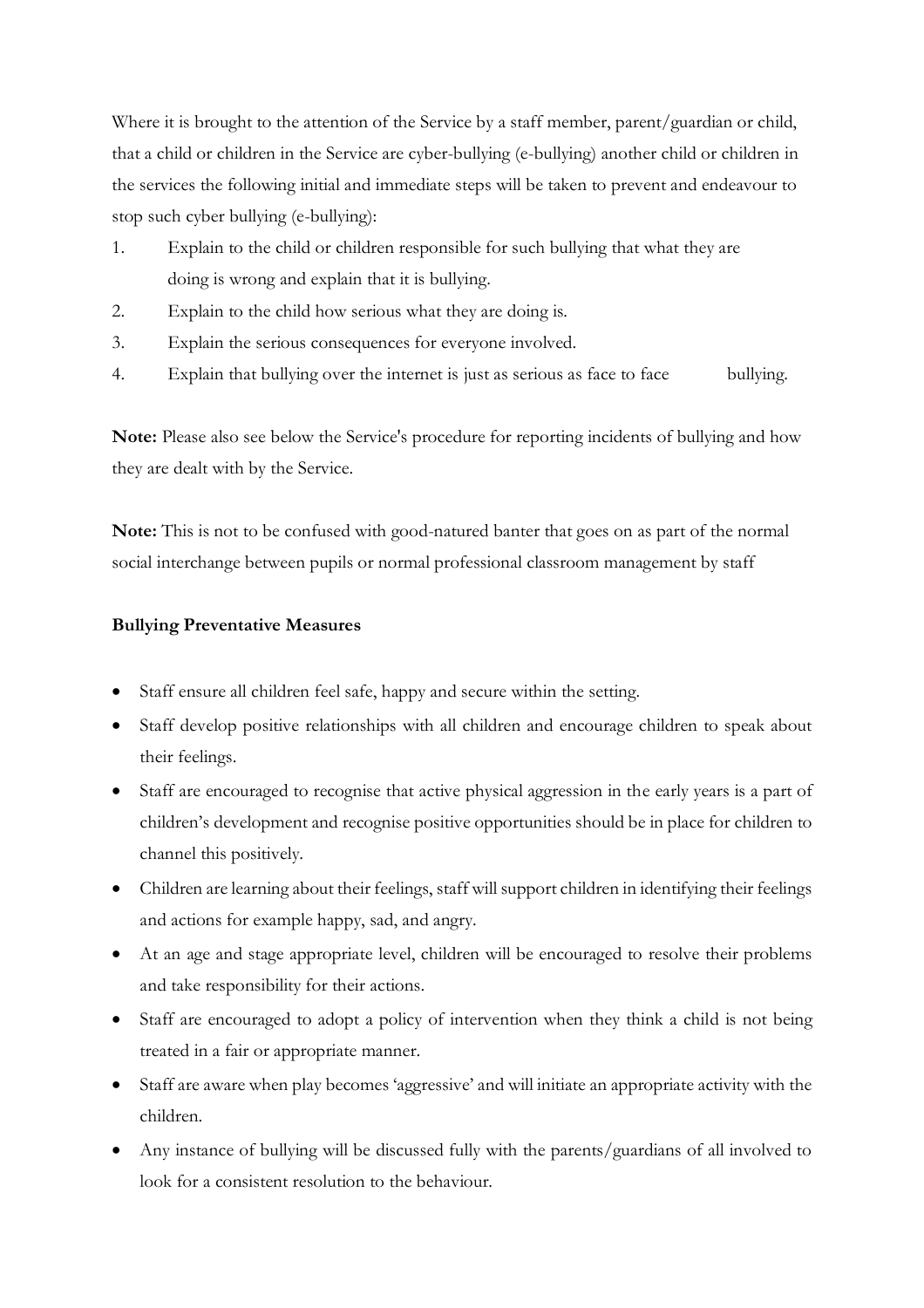Where it is brought to the attention of the Service by a staff member, parent/guardian or child, that a child or children in the Service are cyber-bullying (e-bullying) another child or children in the services the following initial and immediate steps will be taken to prevent and endeavour to stop such cyber bullying (e-bullying):

1. Explain to the child or children responsible for such bullying that what they are doing is wrong and explain that it is bullying.
2. Explain to the child how serious what they are doing is.
3. Explain the serious consequences for everyone involved.
4. Explain that bullying over the internet is just as serious as face to face bullying.

**Note:** Please also see below the Service's procedure for reporting incidents of bullying and how they are dealt with by the Service.

**Note:** This is not to be confused with good-natured banter that goes on as part of the normal social interchange between pupils or normal professional classroom management by staff

**Bullying Preventative Measures**

- Staff ensure all children feel safe, happy and secure within the setting.
- Staff develop positive relationships with all children and encourage children to speak about their feelings.
- Staff are encouraged to recognise that active physical aggression in the early years is a part of children's development and recognise positive opportunities should be in place for children to channel this positively.
- Children are learning about their feelings, staff will support children in identifying their feelings and actions for example happy, sad, and angry.
- At an age and stage appropriate level, children will be encouraged to resolve their problems and take responsibility for their actions.
- Staff are encouraged to adopt a policy of intervention when they think a child is not being treated in a fair or appropriate manner.
- Staff are aware when play becomes 'aggressive' and will initiate an appropriate activity with the children.
- Any instance of bullying will be discussed fully with the parents/guardians of all involved to look for a consistent resolution to the behaviour.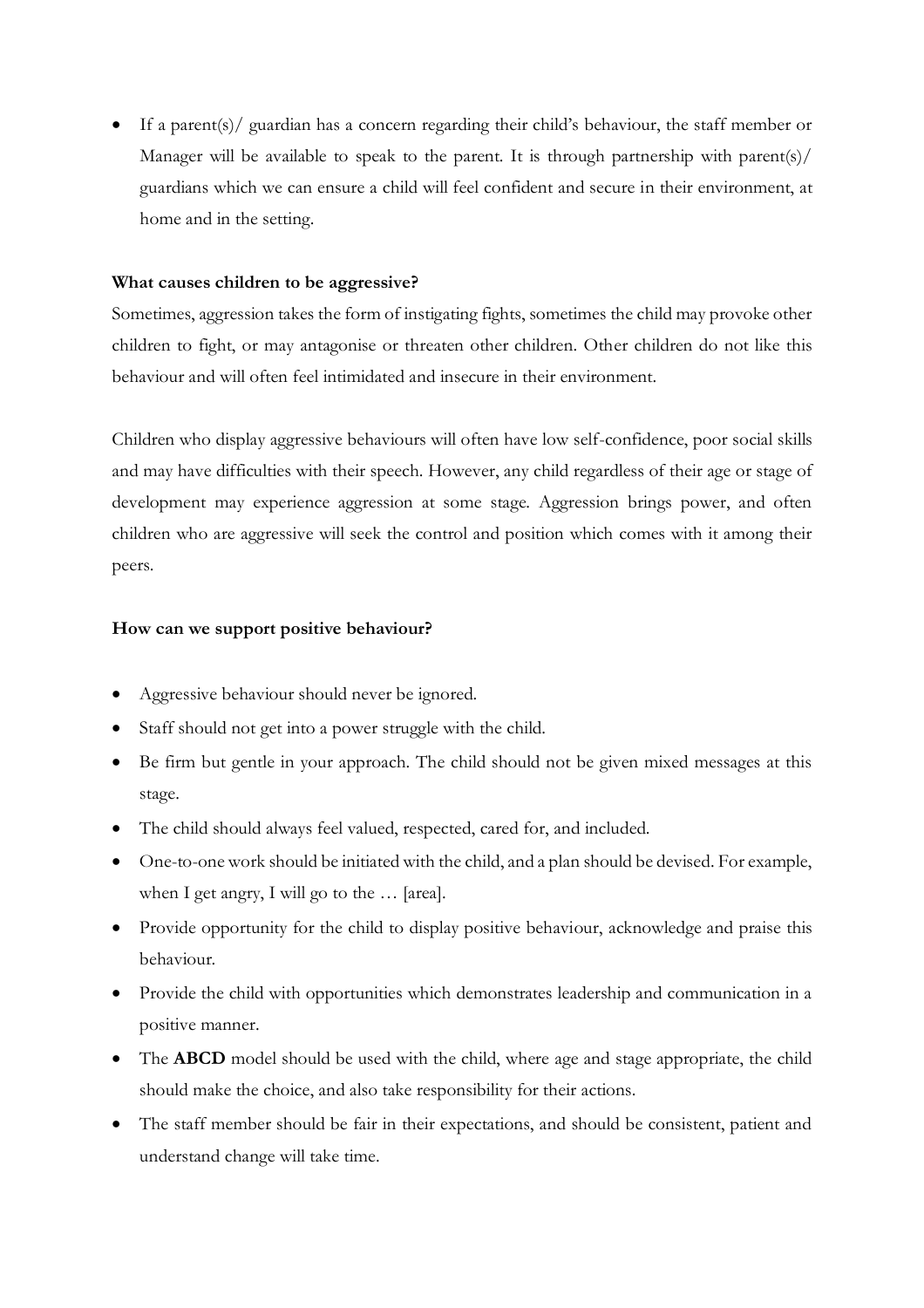- If a parent(s)/ guardian has a concern regarding their child's behaviour, the staff member or Manager will be available to speak to the parent. It is through partnership with parent(s)/ guardians which we can ensure a child will feel confident and secure in their environment, at home and in the setting.

**What causes children to be aggressive?**

Sometimes, aggression takes the form of instigating fights, sometimes the child may provoke other children to fight, or may antagonise or threaten other children. Other children do not like this behaviour and will often feel intimidated and insecure in their environment.

Children who display aggressive behaviours will often have low self-confidence, poor social skills and may have difficulties with their speech. However, any child regardless of their age or stage of development may experience aggression at some stage. Aggression brings power, and often children who are aggressive will seek the control and position which comes with it among their peers.

**How can we support positive behaviour?**

- Aggressive behaviour should never be ignored.
- Staff should not get into a power struggle with the child.
- Be firm but gentle in your approach. The child should not be given mixed messages at this stage.
- The child should always feel valued, respected, cared for, and included.
- One-to-one work should be initiated with the child, and a plan should be devised. For example, when I get angry, I will go to the … [area].
- Provide opportunity for the child to display positive behaviour, acknowledge and praise this behaviour.
- Provide the child with opportunities which demonstrates leadership and communication in a positive manner.
- The **ABCD** model should be used with the child, where age and stage appropriate, the child should make the choice, and also take responsibility for their actions.
- The staff member should be fair in their expectations, and should be consistent, patient and understand change will take time.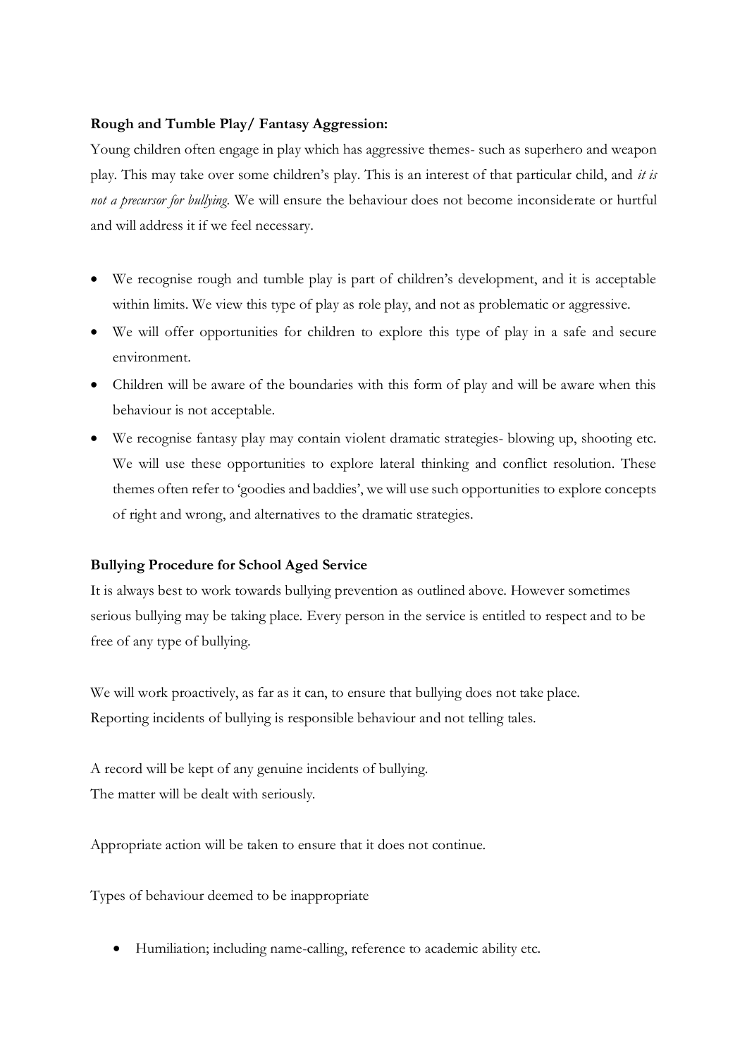**Rough and Tumble Play/ Fantasy Aggression:**

Young children often engage in play which has aggressive themes- such as superhero and weapon play. This may take over some children's play. This is an interest of that particular child, and *it is not a precursor for bullying.* We will ensure the behaviour does not become inconsiderate or hurtful and will address it if we feel necessary.

- We recognise rough and tumble play is part of children's development, and it is acceptable within limits. We view this type of play as role play, and not as problematic or aggressive.
- We will offer opportunities for children to explore this type of play in a safe and secure environment.
- Children will be aware of the boundaries with this form of play and will be aware when this behaviour is not acceptable.
- We recognise fantasy play may contain violent dramatic strategies- blowing up, shooting etc. We will use these opportunities to explore lateral thinking and conflict resolution. These themes often refer to 'goodies and baddies', we will use such opportunities to explore concepts of right and wrong, and alternatives to the dramatic strategies.

**Bullying Procedure for School Aged Service**

It is always best to work towards bullying prevention as outlined above. However sometimes serious bullying may be taking place. Every person in the service is entitled to respect and to be free of any type of bullying.

We will work proactively, as far as it can, to ensure that bullying does not take place.
Reporting incidents of bullying is responsible behaviour and not telling tales.

A record will be kept of any genuine incidents of bullying.
The matter will be dealt with seriously.

Appropriate action will be taken to ensure that it does not continue.

Types of behaviour deemed to be inappropriate

- Humiliation; including name-calling, reference to academic ability etc.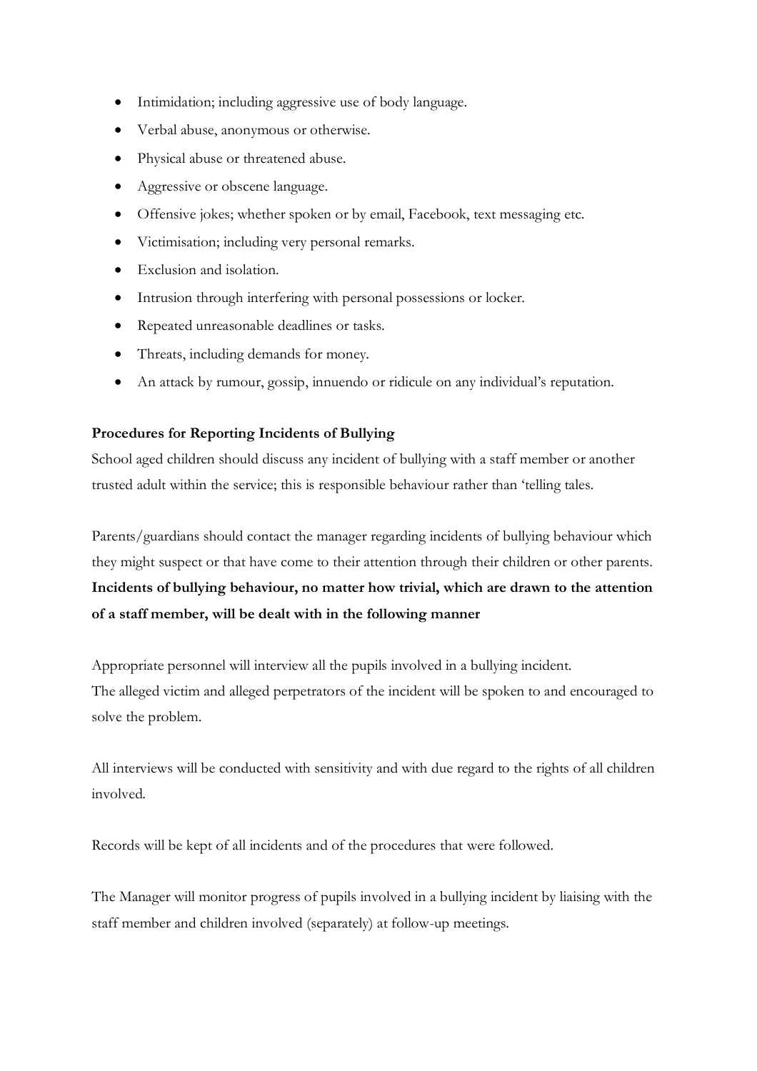- Intimidation; including aggressive use of body language.
- Verbal abuse, anonymous or otherwise.
- Physical abuse or threatened abuse.
- Aggressive or obscene language.
- Offensive jokes; whether spoken or by email, Facebook, text messaging etc.
- Victimisation; including very personal remarks.
- Exclusion and isolation.
- Intrusion through interfering with personal possessions or locker.
- Repeated unreasonable deadlines or tasks.
- Threats, including demands for money.
- An attack by rumour, gossip, innuendo or ridicule on any individual's reputation.

**Procedures for Reporting Incidents of Bullying**

School aged children should discuss any incident of bullying with a staff member or another trusted adult within the service; this is responsible behaviour rather than 'telling tales.

Parents/guardians should contact the manager regarding incidents of bullying behaviour which they might suspect or that have come to their attention through their children or other parents.

**Incidents of bullying behaviour, no matter how trivial, which are drawn to the attention of a staff member, will be dealt with in the following manner**

Appropriate personnel will interview all the pupils involved in a bullying incident.
The alleged victim and alleged perpetrators of the incident will be spoken to and encouraged to solve the problem.

All interviews will be conducted with sensitivity and with due regard to the rights of all children involved.

Records will be kept of all incidents and of the procedures that were followed.

The Manager will monitor progress of pupils involved in a bullying incident by liaising with the staff member and children involved (separately) at follow-up meetings.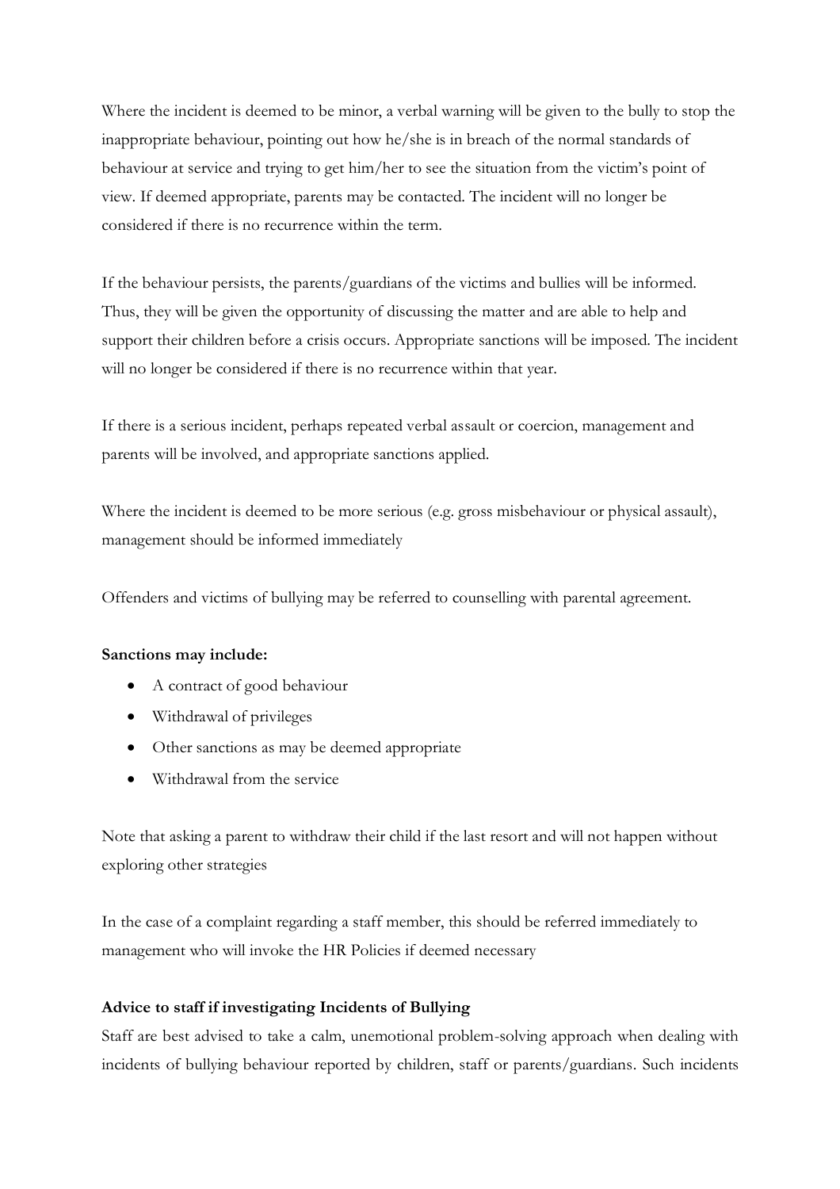Where the incident is deemed to be minor, a verbal warning will be given to the bully to stop the inappropriate behaviour, pointing out how he/she is in breach of the normal standards of behaviour at service and trying to get him/her to see the situation from the victim's point of view. If deemed appropriate, parents may be contacted. The incident will no longer be considered if there is no recurrence within the term.

If the behaviour persists, the parents/guardians of the victims and bullies will be informed. Thus, they will be given the opportunity of discussing the matter and are able to help and support their children before a crisis occurs. Appropriate sanctions will be imposed. The incident will no longer be considered if there is no recurrence within that year.

If there is a serious incident, perhaps repeated verbal assault or coercion, management and parents will be involved, and appropriate sanctions applied.

Where the incident is deemed to be more serious (e.g. gross misbehaviour or physical assault), management should be informed immediately

Offenders and victims of bullying may be referred to counselling with parental agreement.

**Sanctions may include:**

- A contract of good behaviour
- Withdrawal of privileges
- Other sanctions as may be deemed appropriate
- Withdrawal from the service

Note that asking a parent to withdraw their child if the last resort and will not happen without exploring other strategies

In the case of a complaint regarding a staff member, this should be referred immediately to management who will invoke the HR Policies if deemed necessary

**Advice to staff if investigating Incidents of Bullying**

Staff are best advised to take a calm, unemotional problem-solving approach when dealing with incidents of bullying behaviour reported by children, staff or parents/guardians. Such incidents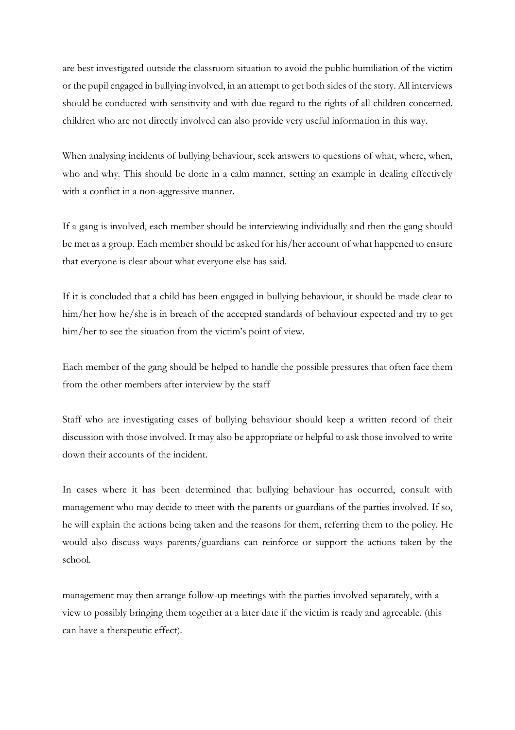are best investigated outside the classroom situation to avoid the public humiliation of the victim or the pupil engaged in bullying involved, in an attempt to get both sides of the story. All interviews should be conducted with sensitivity and with due regard to the rights of all children concerned. children who are not directly involved can also provide very useful information in this way.

When analysing incidents of bullying behaviour, seek answers to questions of what, where, when, who and why. This should be done in a calm manner, setting an example in dealing effectively with a conflict in a non-aggressive manner.

If a gang is involved, each member should be interviewing individually and then the gang should be met as a group. Each member should be asked for his/her account of what happened to ensure that everyone is clear about what everyone else has said.

If it is concluded that a child has been engaged in bullying behaviour, it should be made clear to him/her how he/she is in breach of the accepted standards of behaviour expected and try to get him/her to see the situation from the victim's point of view.

Each member of the gang should be helped to handle the possible pressures that often face them from the other members after interview by the staff

Staff who are investigating cases of bullying behaviour should keep a written record of their discussion with those involved. It may also be appropriate or helpful to ask those involved to write down their accounts of the incident.

In cases where it has been determined that bullying behaviour has occurred, consult with management who may decide to meet with the parents or guardians of the parties involved. If so, he will explain the actions being taken and the reasons for them, referring them to the policy. He would also discuss ways parents/guardians can reinforce or support the actions taken by the school.

management may then arrange follow-up meetings with the parties involved separately, with a view to possibly bringing them together at a later date if the victim is ready and agreeable. (this can have a therapeutic effect).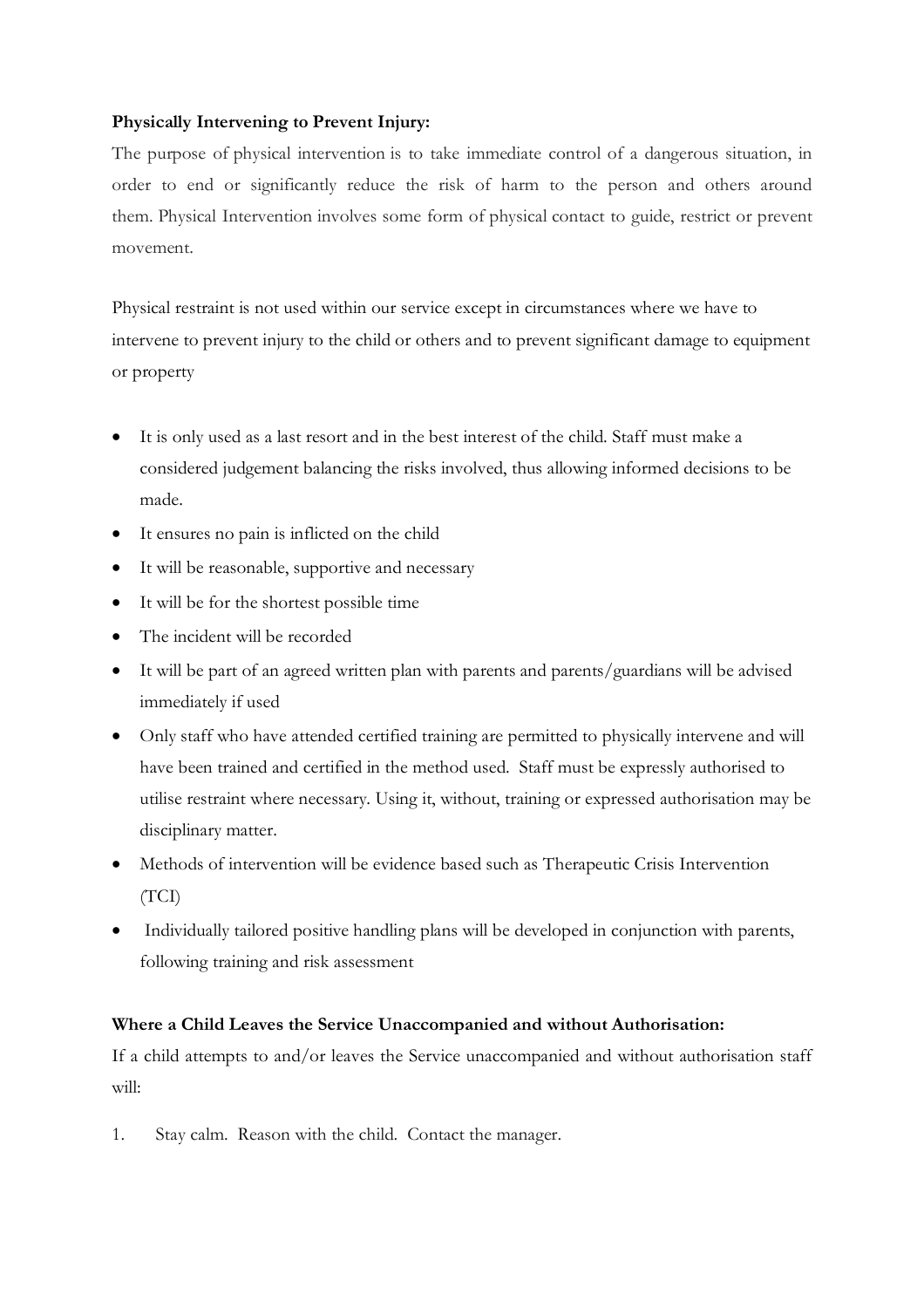**Physically Intervening to Prevent Injury:**

The purpose of physical intervention is to take immediate control of a dangerous situation, in order to end or significantly reduce the risk of harm to the person and others around them. Physical Intervention involves some form of physical contact to guide, restrict or prevent movement.

Physical restraint is not used within our service except in circumstances where we have to intervene to prevent injury to the child or others and to prevent significant damage to equipment or property

- It is only used as a last resort and in the best interest of the child. Staff must make a considered judgement balancing the risks involved, thus allowing informed decisions to be made.
- It ensures no pain is inflicted on the child
- It will be reasonable, supportive and necessary
- It will be for the shortest possible time
- The incident will be recorded
- It will be part of an agreed written plan with parents and parents/guardians will be advised immediately if used
- Only staff who have attended certified training are permitted to physically intervene and will have been trained and certified in the method used. Staff must be expressly authorised to utilise restraint where necessary. Using it, without, training or expressed authorisation may be disciplinary matter.
- Methods of intervention will be evidence based such as Therapeutic Crisis Intervention (TCI)
- Individually tailored positive handling plans will be developed in conjunction with parents, following training and risk assessment

**Where a Child Leaves the Service Unaccompanied and without Authorisation:**

If a child attempts to and/or leaves the Service unaccompanied and without authorisation staff will:

1. Stay calm. Reason with the child. Contact the manager.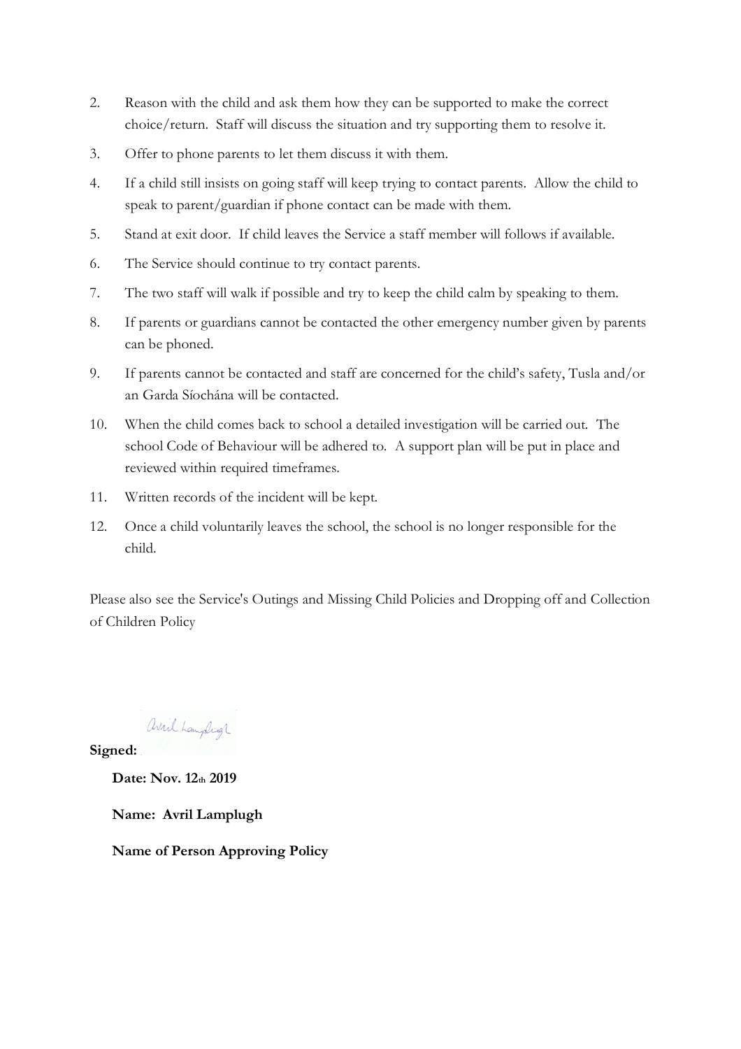2. Reason with the child and ask them how they can be supported to make the correct choice/return. Staff will discuss the situation and try supporting them to resolve it.
3. Offer to phone parents to let them discuss it with them.
4. If a child still insists on going staff will keep trying to contact parents. Allow the child to speak to parent/guardian if phone contact can be made with them.
5. Stand at exit door. If child leaves the Service a staff member will follows if available.
6. The Service should continue to try contact parents.
7. The two staff will walk if possible and try to keep the child calm by speaking to them.
8. If parents or guardians cannot be contacted the other emergency number given by parents can be phoned.
9. If parents cannot be contacted and staff are concerned for the child's safety, Tusla and/or an Garda Síochána will be contacted.
10. When the child comes back to school a detailed investigation will be carried out. The school Code of Behaviour will be adhered to. A support plan will be put in place and reviewed within required timeframes.
11. Written records of the incident will be kept.
12. Once a child voluntarily leaves the school, the school is no longer responsible for the child.

Please also see the Service's Outings and Missing Child Policies and Dropping off and Collection of Children Policy

**Signed:** Avril Lamplugh

**Date: Nov. 12th 2019**

**Name: Avril Lamplugh**

**Name of Person Approving Policy**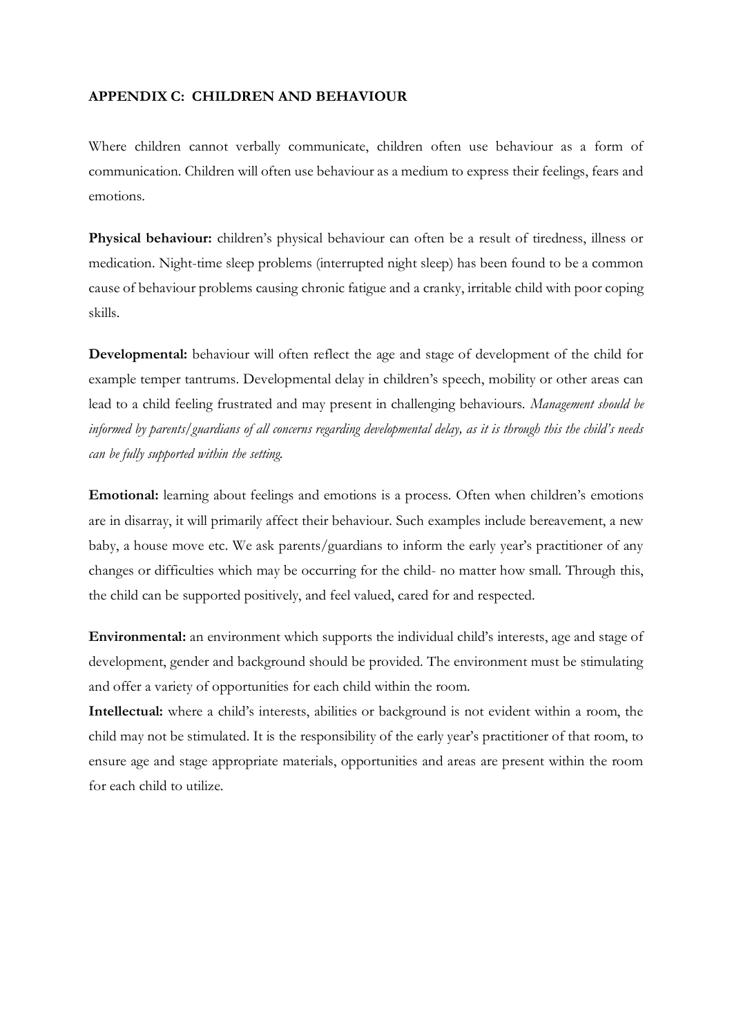## APPENDIX C: CHILDREN AND BEHAVIOUR

Where children cannot verbally communicate, children often use behaviour as a form of communication. Children will often use behaviour as a medium to express their feelings, fears and emotions.

**Physical behaviour:** children's physical behaviour can often be a result of tiredness, illness or medication. Night-time sleep problems (interrupted night sleep) has been found to be a common cause of behaviour problems causing chronic fatigue and a cranky, irritable child with poor coping skills.

**Developmental:** behaviour will often reflect the age and stage of development of the child for example temper tantrums. Developmental delay in children's speech, mobility or other areas can lead to a child feeling frustrated and may present in challenging behaviours. *Management should be informed by parents/guardians of all concerns regarding developmental delay, as it is through this the child's needs can be fully supported within the setting.*

**Emotional:** learning about feelings and emotions is a process. Often when children's emotions are in disarray, it will primarily affect their behaviour. Such examples include bereavement, a new baby, a house move etc. We ask parents/guardians to inform the early year's practitioner of any changes or difficulties which may be occurring for the child- no matter how small. Through this, the child can be supported positively, and feel valued, cared for and respected.

**Environmental:** an environment which supports the individual child's interests, age and stage of development, gender and background should be provided. The environment must be stimulating and offer a variety of opportunities for each child within the room.

**Intellectual:** where a child's interests, abilities or background is not evident within a room, the child may not be stimulated. It is the responsibility of the early year's practitioner of that room, to ensure age and stage appropriate materials, opportunities and areas are present within the room for each child to utilize.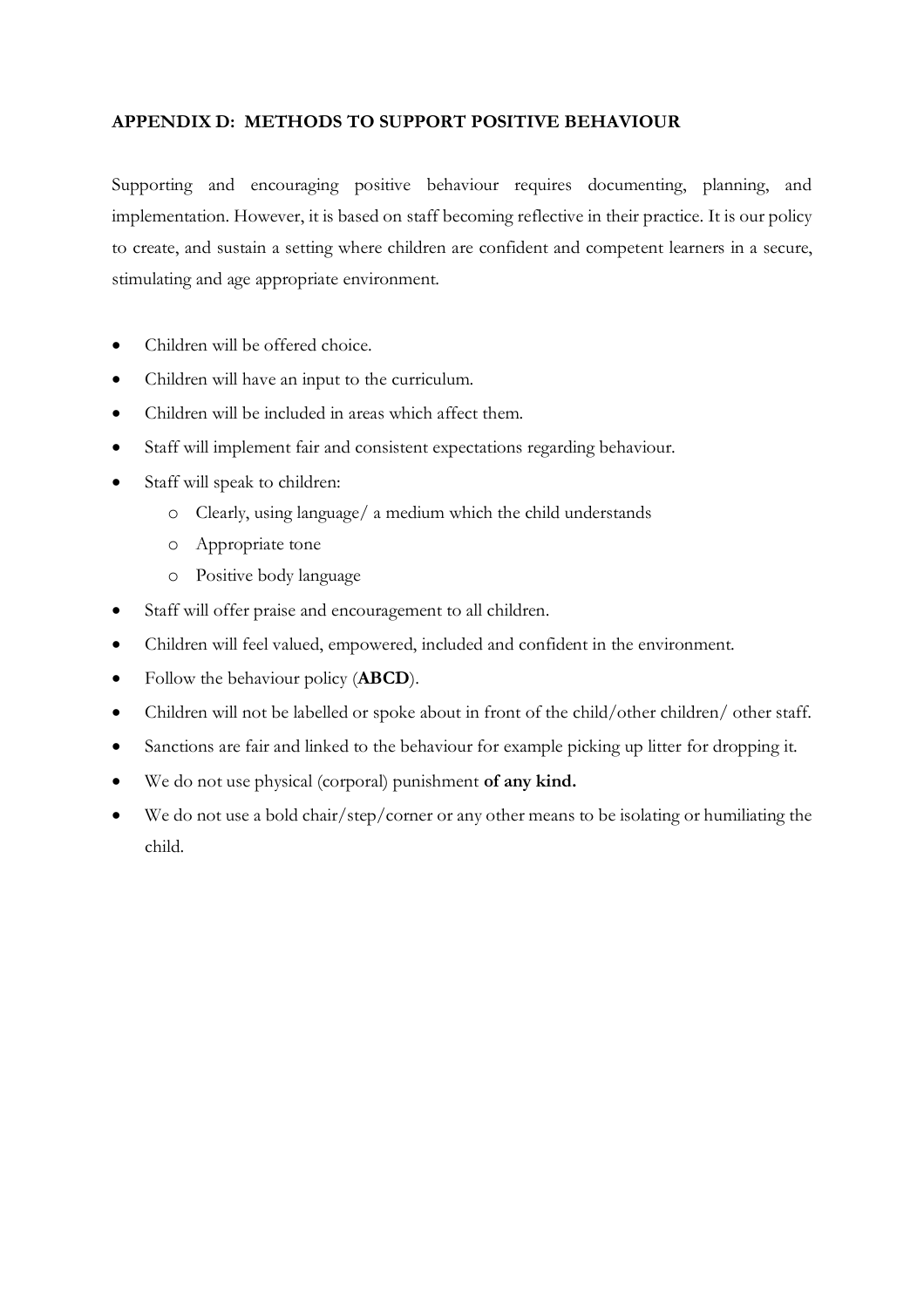## APPENDIX D: METHODS TO SUPPORT POSITIVE BEHAVIOUR

Supporting and encouraging positive behaviour requires documenting, planning, and implementation. However, it is based on staff becoming reflective in their practice. It is our policy to create, and sustain a setting where children are confident and competent learners in a secure, stimulating and age appropriate environment.

- Children will be offered choice.
- Children will have an input to the curriculum.
- Children will be included in areas which affect them.
- Staff will implement fair and consistent expectations regarding behaviour.
- Staff will speak to children:
  - Clearly, using language/ a medium which the child understands
  - Appropriate tone
  - Positive body language
- Staff will offer praise and encouragement to all children.
- Children will feel valued, empowered, included and confident in the environment.
- Follow the behaviour policy (**ABCD**).
- Children will not be labelled or spoke about in front of the child/other children/ other staff.
- Sanctions are fair and linked to the behaviour for example picking up litter for dropping it.
- We do not use physical (corporal) punishment **of any kind.**
- We do not use a bold chair/step/corner or any other means to be isolating or humiliating the child.